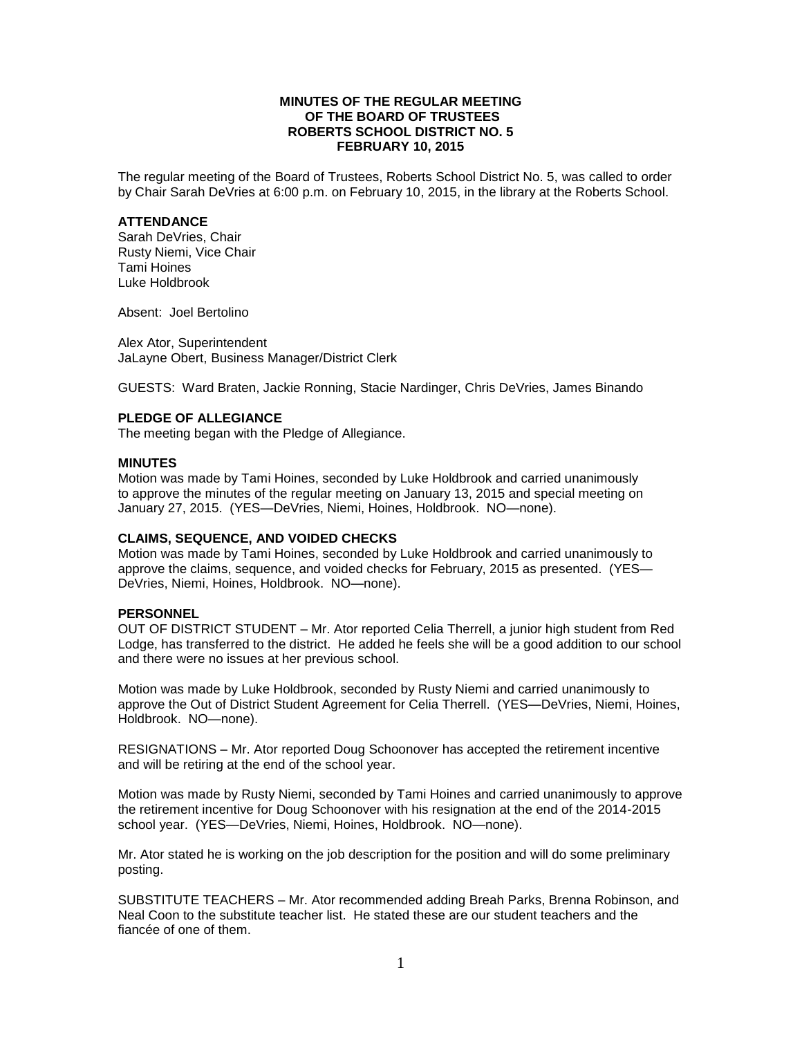# MINUTES OF THE REGULAR MEETING OF THE BOARD OF TRUSTEES ROBERTS SCHOOL DISTRICT NO. 5 FEBRUARY 10, 2015

The regular meeting of the Board of Trustees, Roberts School District No. 5, was called to order by Chair Sarah DeVries at 6:00 p.m. on February 10, 2015, in the library at the Roberts School.

## ATTENDANCE

Sarah DeVries, Chair
Rusty Niemi, Vice Chair
Tami Hoines
Luke Holdbrook

Absent: Joel Bertolino

Alex Ator, Superintendent
JaLayne Obert, Business Manager/District Clerk

GUESTS: Ward Braten, Jackie Ronning, Stacie Nardinger, Chris DeVries, James Binando

## PLEDGE OF ALLEGIANCE

The meeting began with the Pledge of Allegiance.

## MINUTES

Motion was made by Tami Hoines, seconded by Luke Holdbrook and carried unanimously to approve the minutes of the regular meeting on January 13, 2015 and special meeting on January 27, 2015. (YES—DeVries, Niemi, Hoines, Holdbrook. NO—none).

## CLAIMS, SEQUENCE, AND VOIDED CHECKS

Motion was made by Tami Hoines, seconded by Luke Holdbrook and carried unanimously to approve the claims, sequence, and voided checks for February, 2015 as presented. (YES—DeVries, Niemi, Hoines, Holdbrook. NO—none).

## PERSONNEL

OUT OF DISTRICT STUDENT – Mr. Ator reported Celia Therrell, a junior high student from Red Lodge, has transferred to the district. He added he feels she will be a good addition to our school and there were no issues at her previous school.

Motion was made by Luke Holdbrook, seconded by Rusty Niemi and carried unanimously to approve the Out of District Student Agreement for Celia Therrell. (YES—DeVries, Niemi, Hoines, Holdbrook. NO—none).

RESIGNATIONS – Mr. Ator reported Doug Schoonover has accepted the retirement incentive and will be retiring at the end of the school year.

Motion was made by Rusty Niemi, seconded by Tami Hoines and carried unanimously to approve the retirement incentive for Doug Schoonover with his resignation at the end of the 2014-2015 school year. (YES—DeVries, Niemi, Hoines, Holdbrook. NO—none).

Mr. Ator stated he is working on the job description for the position and will do some preliminary posting.

SUBSTITUTE TEACHERS – Mr. Ator recommended adding Breah Parks, Brenna Robinson, and Neal Coon to the substitute teacher list. He stated these are our student teachers and the fiancée of one of them.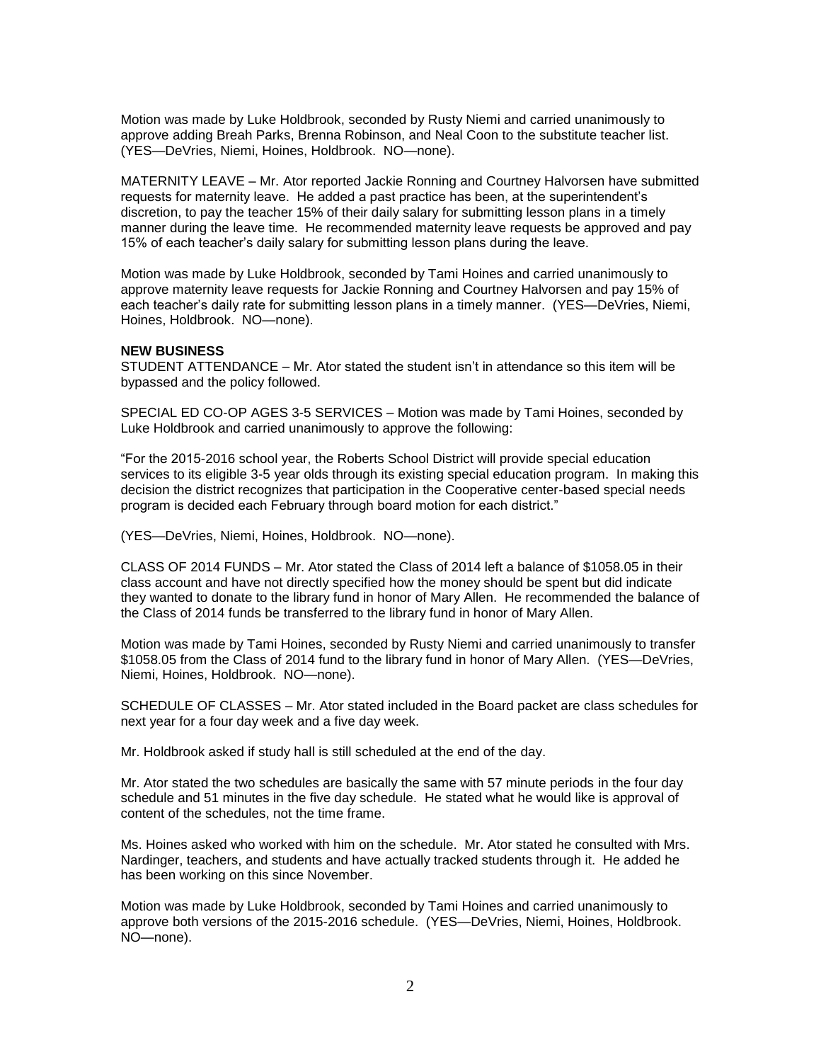Motion was made by Luke Holdbrook, seconded by Rusty Niemi and carried unanimously to approve adding Breah Parks, Brenna Robinson, and Neal Coon to the substitute teacher list. (YES—DeVries, Niemi, Hoines, Holdbrook. NO—none).

MATERNITY LEAVE – Mr. Ator reported Jackie Ronning and Courtney Halvorsen have submitted requests for maternity leave. He added a past practice has been, at the superintendent's discretion, to pay the teacher 15% of their daily salary for submitting lesson plans in a timely manner during the leave time. He recommended maternity leave requests be approved and pay 15% of each teacher's daily salary for submitting lesson plans during the leave.

Motion was made by Luke Holdbrook, seconded by Tami Hoines and carried unanimously to approve maternity leave requests for Jackie Ronning and Courtney Halvorsen and pay 15% of each teacher's daily rate for submitting lesson plans in a timely manner. (YES—DeVries, Niemi, Hoines, Holdbrook. NO—none).

**NEW BUSINESS**

STUDENT ATTENDANCE – Mr. Ator stated the student isn't in attendance so this item will be bypassed and the policy followed.

SPECIAL ED CO-OP AGES 3-5 SERVICES – Motion was made by Tami Hoines, seconded by Luke Holdbrook and carried unanimously to approve the following:

"For the 2015-2016 school year, the Roberts School District will provide special education services to its eligible 3-5 year olds through its existing special education program. In making this decision the district recognizes that participation in the Cooperative center-based special needs program is decided each February through board motion for each district."

(YES—DeVries, Niemi, Hoines, Holdbrook. NO—none).

CLASS OF 2014 FUNDS – Mr. Ator stated the Class of 2014 left a balance of $1058.05 in their class account and have not directly specified how the money should be spent but did indicate they wanted to donate to the library fund in honor of Mary Allen. He recommended the balance of the Class of 2014 funds be transferred to the library fund in honor of Mary Allen.

Motion was made by Tami Hoines, seconded by Rusty Niemi and carried unanimously to transfer $1058.05 from the Class of 2014 fund to the library fund in honor of Mary Allen. (YES—DeVries, Niemi, Hoines, Holdbrook. NO—none).

SCHEDULE OF CLASSES – Mr. Ator stated included in the Board packet are class schedules for next year for a four day week and a five day week.

Mr. Holdbrook asked if study hall is still scheduled at the end of the day.

Mr. Ator stated the two schedules are basically the same with 57 minute periods in the four day schedule and 51 minutes in the five day schedule. He stated what he would like is approval of content of the schedules, not the time frame.

Ms. Hoines asked who worked with him on the schedule. Mr. Ator stated he consulted with Mrs. Nardinger, teachers, and students and have actually tracked students through it. He added he has been working on this since November.

Motion was made by Luke Holdbrook, seconded by Tami Hoines and carried unanimously to approve both versions of the 2015-2016 schedule. (YES—DeVries, Niemi, Hoines, Holdbrook. NO—none).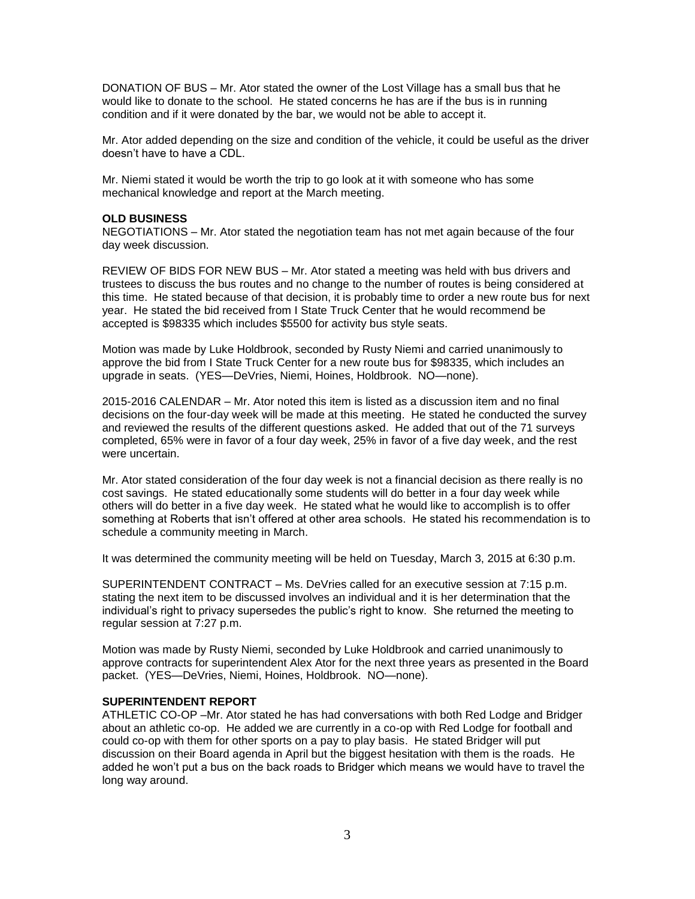DONATION OF BUS – Mr. Ator stated the owner of the Lost Village has a small bus that he would like to donate to the school. He stated concerns he has are if the bus is in running condition and if it were donated by the bar, we would not be able to accept it.

Mr. Ator added depending on the size and condition of the vehicle, it could be useful as the driver doesn't have to have a CDL.

Mr. Niemi stated it would be worth the trip to go look at it with someone who has some mechanical knowledge and report at the March meeting.

**OLD BUSINESS**

NEGOTIATIONS – Mr. Ator stated the negotiation team has not met again because of the four day week discussion.

REVIEW OF BIDS FOR NEW BUS – Mr. Ator stated a meeting was held with bus drivers and trustees to discuss the bus routes and no change to the number of routes is being considered at this time. He stated because of that decision, it is probably time to order a new route bus for next year. He stated the bid received from I State Truck Center that he would recommend be accepted is $98335 which includes $5500 for activity bus style seats.

Motion was made by Luke Holdbrook, seconded by Rusty Niemi and carried unanimously to approve the bid from I State Truck Center for a new route bus for $98335, which includes an upgrade in seats. (YES—DeVries, Niemi, Hoines, Holdbrook. NO—none).

2015-2016 CALENDAR – Mr. Ator noted this item is listed as a discussion item and no final decisions on the four-day week will be made at this meeting. He stated he conducted the survey and reviewed the results of the different questions asked. He added that out of the 71 surveys completed, 65% were in favor of a four day week, 25% in favor of a five day week, and the rest were uncertain.

Mr. Ator stated consideration of the four day week is not a financial decision as there really is no cost savings. He stated educationally some students will do better in a four day week while others will do better in a five day week. He stated what he would like to accomplish is to offer something at Roberts that isn't offered at other area schools. He stated his recommendation is to schedule a community meeting in March.

It was determined the community meeting will be held on Tuesday, March 3, 2015 at 6:30 p.m.

SUPERINTENDENT CONTRACT – Ms. DeVries called for an executive session at 7:15 p.m. stating the next item to be discussed involves an individual and it is her determination that the individual's right to privacy supersedes the public's right to know. She returned the meeting to regular session at 7:27 p.m.

Motion was made by Rusty Niemi, seconded by Luke Holdbrook and carried unanimously to approve contracts for superintendent Alex Ator for the next three years as presented in the Board packet. (YES—DeVries, Niemi, Hoines, Holdbrook. NO—none).

**SUPERINTENDENT REPORT**

ATHLETIC CO-OP –Mr. Ator stated he has had conversations with both Red Lodge and Bridger about an athletic co-op. He added we are currently in a co-op with Red Lodge for football and could co-op with them for other sports on a pay to play basis. He stated Bridger will put discussion on their Board agenda in April but the biggest hesitation with them is the roads. He added he won't put a bus on the back roads to Bridger which means we would have to travel the long way around.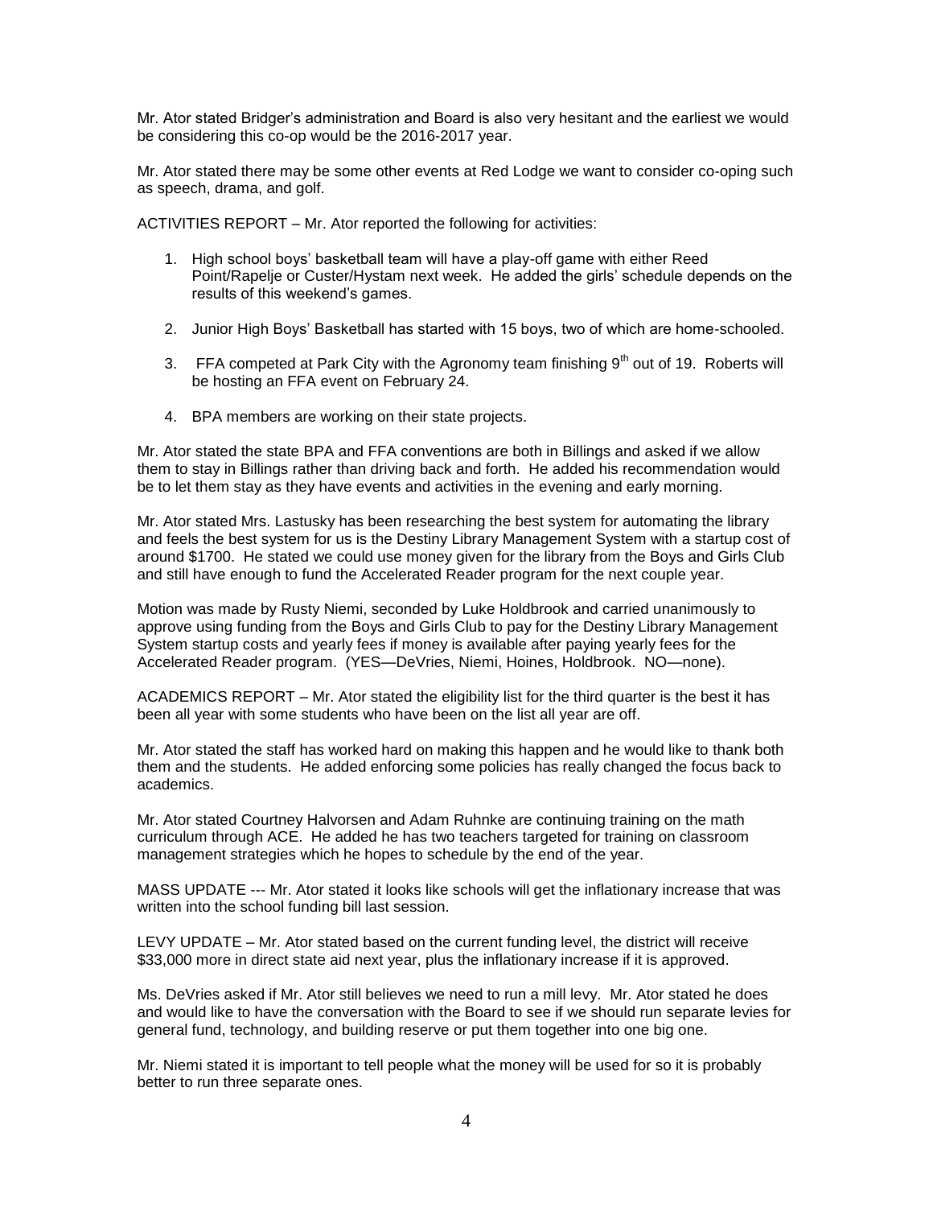Mr. Ator stated Bridger's administration and Board is also very hesitant and the earliest we would be considering this co-op would be the 2016-2017 year.

Mr. Ator stated there may be some other events at Red Lodge we want to consider co-oping such as speech, drama, and golf.

ACTIVITIES REPORT – Mr. Ator reported the following for activities:

1. High school boys' basketball team will have a play-off game with either Reed Point/Rapelje or Custer/Hystam next week. He added the girls' schedule depends on the results of this weekend's games.

2. Junior High Boys' Basketball has started with 15 boys, two of which are home-schooled.

3. FFA competed at Park City with the Agronomy team finishing 9th out of 19. Roberts will be hosting an FFA event on February 24.

4. BPA members are working on their state projects.

Mr. Ator stated the state BPA and FFA conventions are both in Billings and asked if we allow them to stay in Billings rather than driving back and forth. He added his recommendation would be to let them stay as they have events and activities in the evening and early morning.

Mr. Ator stated Mrs. Lastusky has been researching the best system for automating the library and feels the best system for us is the Destiny Library Management System with a startup cost of around $1700. He stated we could use money given for the library from the Boys and Girls Club and still have enough to fund the Accelerated Reader program for the next couple year.

Motion was made by Rusty Niemi, seconded by Luke Holdbrook and carried unanimously to approve using funding from the Boys and Girls Club to pay for the Destiny Library Management System startup costs and yearly fees if money is available after paying yearly fees for the Accelerated Reader program. (YES—DeVries, Niemi, Hoines, Holdbrook. NO—none).

ACADEMICS REPORT – Mr. Ator stated the eligibility list for the third quarter is the best it has been all year with some students who have been on the list all year are off.

Mr. Ator stated the staff has worked hard on making this happen and he would like to thank both them and the students. He added enforcing some policies has really changed the focus back to academics.

Mr. Ator stated Courtney Halvorsen and Adam Ruhnke are continuing training on the math curriculum through ACE. He added he has two teachers targeted for training on classroom management strategies which he hopes to schedule by the end of the year.

MASS UPDATE --- Mr. Ator stated it looks like schools will get the inflationary increase that was written into the school funding bill last session.

LEVY UPDATE – Mr. Ator stated based on the current funding level, the district will receive $33,000 more in direct state aid next year, plus the inflationary increase if it is approved.

Ms. DeVries asked if Mr. Ator still believes we need to run a mill levy. Mr. Ator stated he does and would like to have the conversation with the Board to see if we should run separate levies for general fund, technology, and building reserve or put them together into one big one.

Mr. Niemi stated it is important to tell people what the money will be used for so it is probably better to run three separate ones.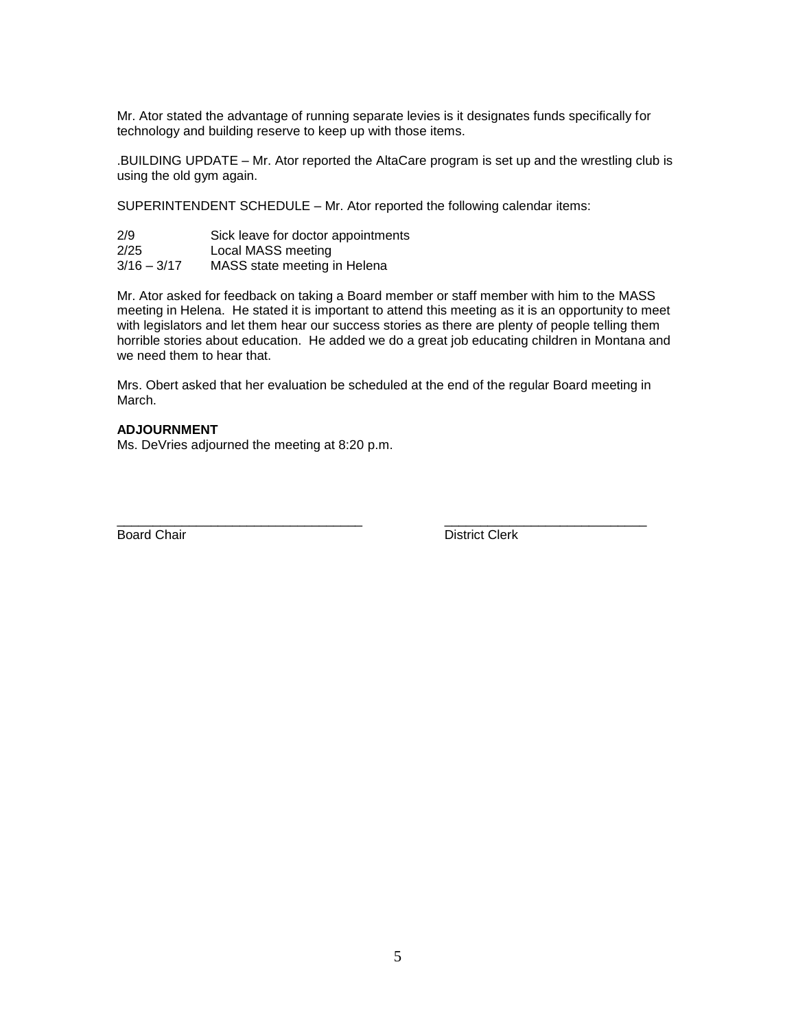Mr. Ator stated the advantage of running separate levies is it designates funds specifically for technology and building reserve to keep up with those items.

.BUILDING UPDATE – Mr. Ator reported the AltaCare program is set up and the wrestling club is using the old gym again.

SUPERINTENDENT SCHEDULE – Mr. Ator reported the following calendar items:

| | |
|---|---|
| 2/9 | Sick leave for doctor appointments |
| 2/25 | Local MASS meeting |
| 3/16 – 3/17 | MASS state meeting in Helena |

Mr. Ator asked for feedback on taking a Board member or staff member with him to the MASS meeting in Helena. He stated it is important to attend this meeting as it is an opportunity to meet with legislators and let them hear our success stories as there are plenty of people telling them horrible stories about education. He added we do a great job educating children in Montana and we need them to hear that.

Mrs. Obert asked that her evaluation be scheduled at the end of the regular Board meeting in March.

**ADJOURNMENT**
Ms. DeVries adjourned the meeting at 8:20 p.m.

_________________________________ Board Chair

_____________________________ District Clerk